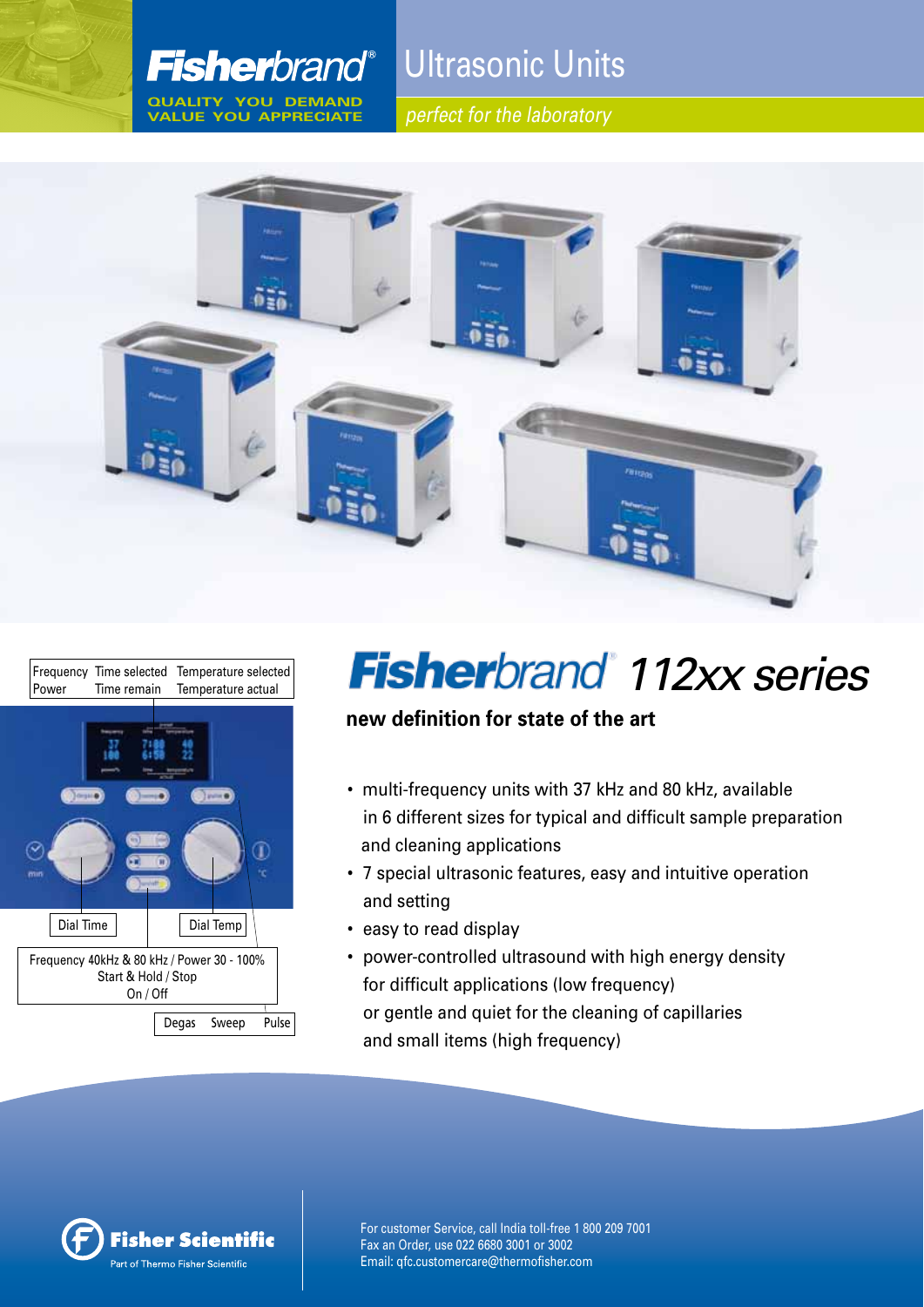# Fisherbrand®

QUALITY YOU DEMAND
VALUE YOU APPRECIATE

# Ultrasonic Units

*perfect for the laboratory*

Frequency Time selected Temperature selected
Power Time remain Temperature actual

Dial Time

Dial Temp

Frequency 40kHz & 80 kHz / Power 30 - 100%
Start & Hold / Stop
On / Off

Degas Sweep Pulse

## Fisherbrand® *112xx series*

**new definition for state of the art**

- multi-frequency units with 37 kHz and 80 kHz, available in 6 different sizes for typical and difficult sample preparation and cleaning applications
- 7 special ultrasonic features, easy and intuitive operation and setting
- easy to read display
- power-controlled ultrasound with high energy density for difficult applications (low frequency) or gentle and quiet for the cleaning of capillaries and small items (high frequency)

Fisher Scientific
Part of Thermo Fisher Scientific

For customer Service, call India toll-free 1 800 209 7001
Fax an Order, use 022 6680 3001 or 3002
Email: qfc.customercare@thermofisher.com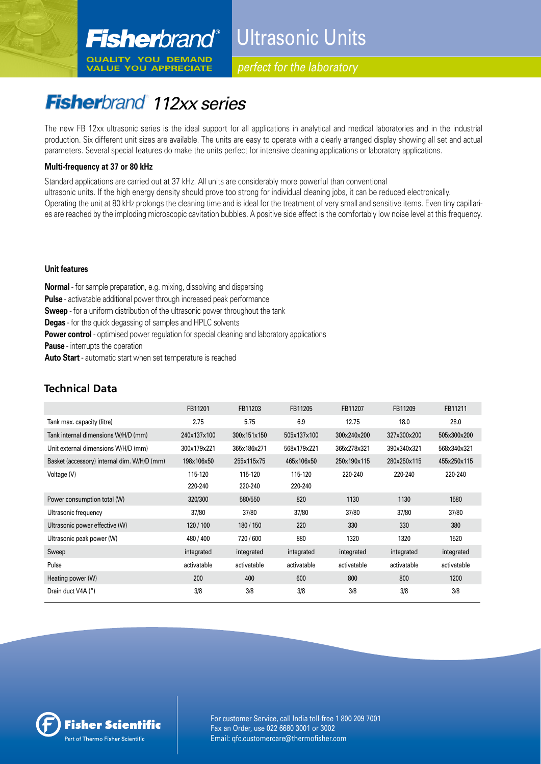# Ultrasonic Units

*perfect for the laboratory*

## Fisherbrand 112xx series

The new FB 12xx ultrasonic series is the ideal support for all applications in analytical and medical laboratories and in the industrial production. Six different unit sizes are available. The units are easy to operate with a clearly arranged display showing all set and actual parameters. Several special features do make the units perfect for intensive cleaning applications or laboratory applications.

**Multi-frequency at 37 or 80 kHz**

Standard applications are carried out at 37 kHz. All units are considerably more powerful than conventional ultrasonic units. If the high energy density should prove too strong for individual cleaning jobs, it can be reduced electronically. Operating the unit at 80 kHz prolongs the cleaning time and is ideal for the treatment of very small and sensitive items. Even tiny capillaries are reached by the imploding microscopic cavitation bubbles. A positive side effect is the comfortably low noise level at this frequency.

**Unit features**

**Normal** - for sample preparation, e.g. mixing, dissolving and dispersing
**Pulse** - activatable additional power through increased peak performance
**Sweep** - for a uniform distribution of the ultrasonic power throughout the tank
**Degas** - for the quick degassing of samples and HPLC solvents
**Power control** - optimised power regulation for special cleaning and laboratory applications
**Pause** - interrupts the operation
**Auto Start** - automatic start when set temperature is reached

## Technical Data

| | FB11201 | FB11203 | FB11205 | FB11207 | FB11209 | FB11211 |
|---|---|---|---|---|---|---|
| Tank max. capacity (litre) | 2.75 | 5.75 | 6.9 | 12.75 | 18.0 | 28.0 |
| Tank internal dimensions W/H/D (mm) | 240x137x100 | 300x151x150 | 505x137x100 | 300x240x200 | 327x300x200 | 505x300x200 |
| Unit external dimensions W/H/D (mm) | 300x179x221 | 365x186x271 | 568x179x221 | 365x278x321 | 390x340x321 | 568x340x321 |
| Basket (accessory) internal dim. W/H/D (mm) | 198x106x50 | 255x115x75 | 465x106x50 | 250x190x115 | 280x250x115 | 455x250x115 |
| Voltage (V) | 115-120<br>220-240 | 115-120<br>220-240 | 115-120<br>220-240 | 220-240 | 220-240 | 220-240 |
| Power consumption total (W) | 320/300 | 580/550 | 820 | 1130 | 1130 | 1580 |
| Ultrasonic frequency | 37/80 | 37/80 | 37/80 | 37/80 | 37/80 | 37/80 |
| Ultrasonic power effective (W) | 120 / 100 | 180 / 150 | 220 | 330 | 330 | 380 |
| Ultrasonic peak power (W) | 480 / 400 | 720 / 600 | 880 | 1320 | 1320 | 1520 |
| Sweep | integrated | integrated | integrated | integrated | integrated | integrated |
| Pulse | activatable | activatable | activatable | activatable | activatable | activatable |
| Heating power (W) | 200 | 400 | 600 | 800 | 800 | 1200 |
| Drain duct V4A (") | 3/8 | 3/8 | 3/8 | 3/8 | 3/8 | 3/8 |

Fisher Scientific
Part of Thermo Fisher Scientific

For customer Service, call India toll-free 1 800 209 7001
Fax an Order, use 022 6680 3001 or 3002
Email: qfc.customercare@thermofisher.com